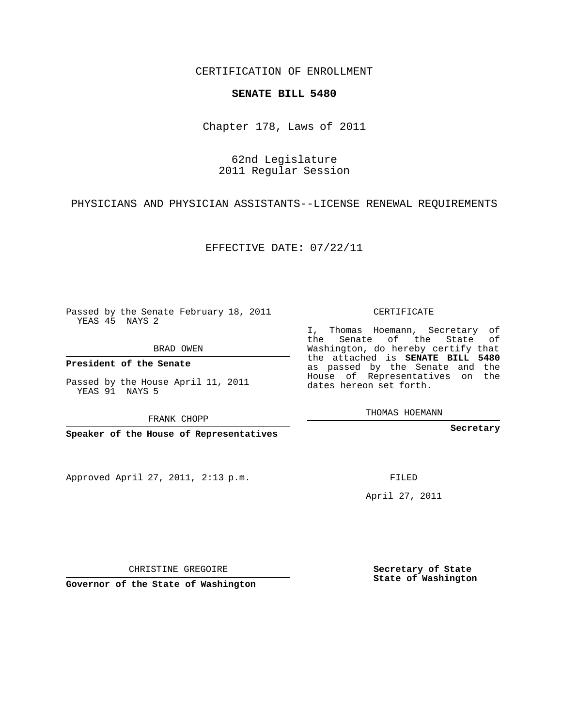CERTIFICATION OF ENROLLMENT

**SENATE BILL 5480**

Chapter 178, Laws of 2011

62nd Legislature
2011 Regular Session

PHYSICIANS AND PHYSICIAN ASSISTANTS--LICENSE RENEWAL REQUIREMENTS

EFFECTIVE DATE: 07/22/11

Passed by the Senate February 18, 2011
YEAS 45 NAYS 2

BRAD OWEN

**President of the Senate**

Passed by the House April 11, 2011
YEAS 91 NAYS 5

FRANK CHOPP

**Speaker of the House of Representatives**

CERTIFICATE

I, Thomas Hoemann, Secretary of the Senate of the State of Washington, do hereby certify that the attached is **SENATE BILL 5480** as passed by the Senate and the House of Representatives on the dates hereon set forth.

THOMAS HOEMANN

**Secretary**

Approved April 27, 2011, 2:13 p.m.

FILED

April 27, 2011

CHRISTINE GREGOIRE

**Governor of the State of Washington**

**Secretary of State**
**State of Washington**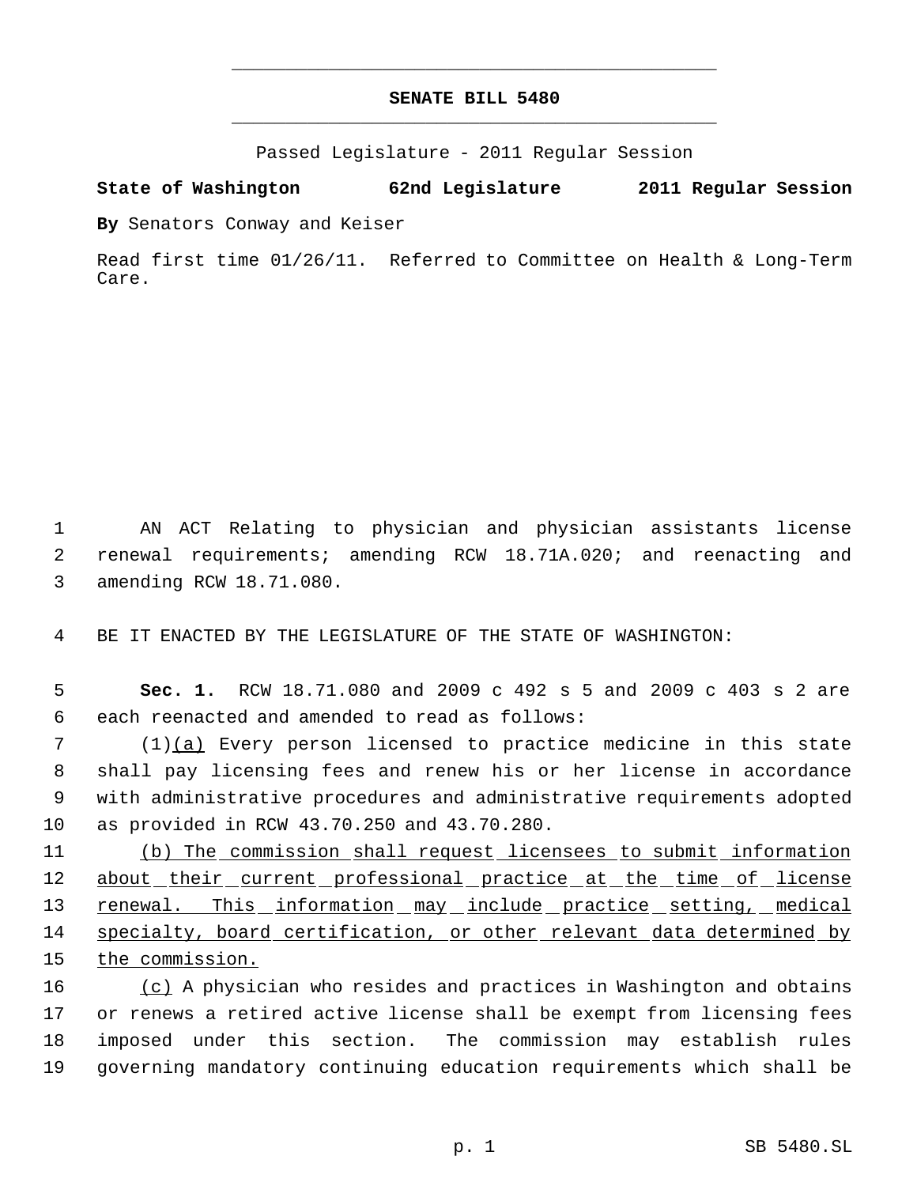# SENATE BILL 5480

Passed Legislature - 2011 Regular Session

**State of Washington 62nd Legislature 2011 Regular Session**

**By** Senators Conway and Keiser

Read first time 01/26/11. Referred to Committee on Health & Long-Term Care.

AN ACT Relating to physician and physician assistants license renewal requirements; amending RCW 18.71A.020; and reenacting and amending RCW 18.71.080.

BE IT ENACTED BY THE LEGISLATURE OF THE STATE OF WASHINGTON:

**Sec. 1.** RCW 18.71.080 and 2009 c 492 s 5 and 2009 c 403 s 2 are each reenacted and amended to read as follows:

(1)(a) Every person licensed to practice medicine in this state shall pay licensing fees and renew his or her license in accordance with administrative procedures and administrative requirements adopted as provided in RCW 43.70.250 and 43.70.280.

(b) The commission shall request licensees to submit information about their current professional practice at the time of license renewal. This information may include practice setting, medical specialty, board certification, or other relevant data determined by the commission.

(c) A physician who resides and practices in Washington and obtains or renews a retired active license shall be exempt from licensing fees imposed under this section. The commission may establish rules governing mandatory continuing education requirements which shall be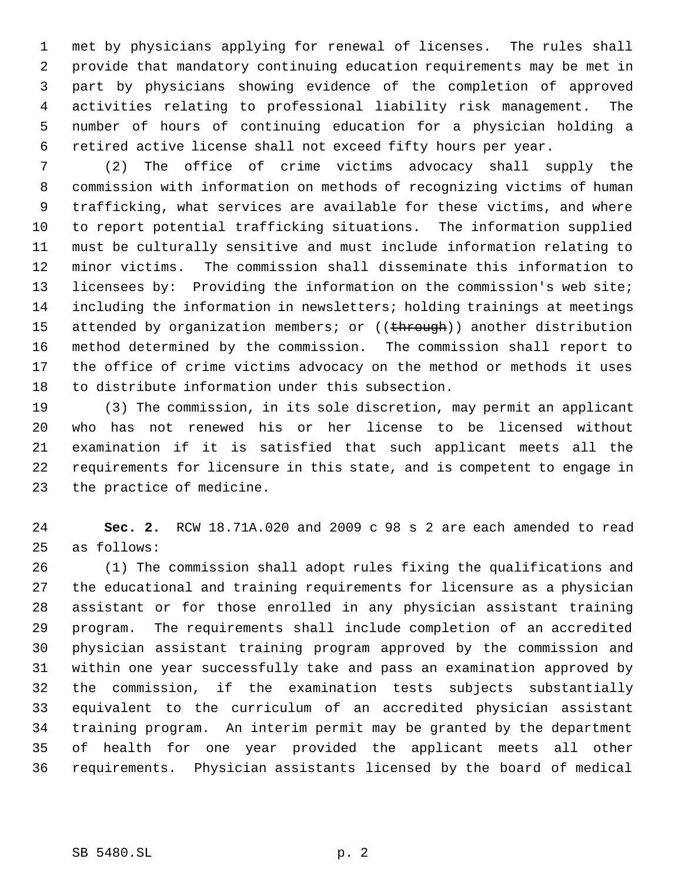met by physicians applying for renewal of licenses. The rules shall provide that mandatory continuing education requirements may be met in part by physicians showing evidence of the completion of approved activities relating to professional liability risk management. The number of hours of continuing education for a physician holding a retired active license shall not exceed fifty hours per year.

(2) The office of crime victims advocacy shall supply the commission with information on methods of recognizing victims of human trafficking, what services are available for these victims, and where to report potential trafficking situations. The information supplied must be culturally sensitive and must include information relating to minor victims. The commission shall disseminate this information to licensees by: Providing the information on the commission's web site; including the information in newsletters; holding trainings at meetings attended by organization members; or ((~~through~~)) another distribution method determined by the commission. The commission shall report to the office of crime victims advocacy on the method or methods it uses to distribute information under this subsection.

(3) The commission, in its sole discretion, may permit an applicant who has not renewed his or her license to be licensed without examination if it is satisfied that such applicant meets all the requirements for licensure in this state, and is competent to engage in the practice of medicine.

**Sec. 2.** RCW 18.71A.020 and 2009 c 98 s 2 are each amended to read as follows:

(1) The commission shall adopt rules fixing the qualifications and the educational and training requirements for licensure as a physician assistant or for those enrolled in any physician assistant training program. The requirements shall include completion of an accredited physician assistant training program approved by the commission and within one year successfully take and pass an examination approved by the commission, if the examination tests subjects substantially equivalent to the curriculum of an accredited physician assistant training program. An interim permit may be granted by the department of health for one year provided the applicant meets all other requirements. Physician assistants licensed by the board of medical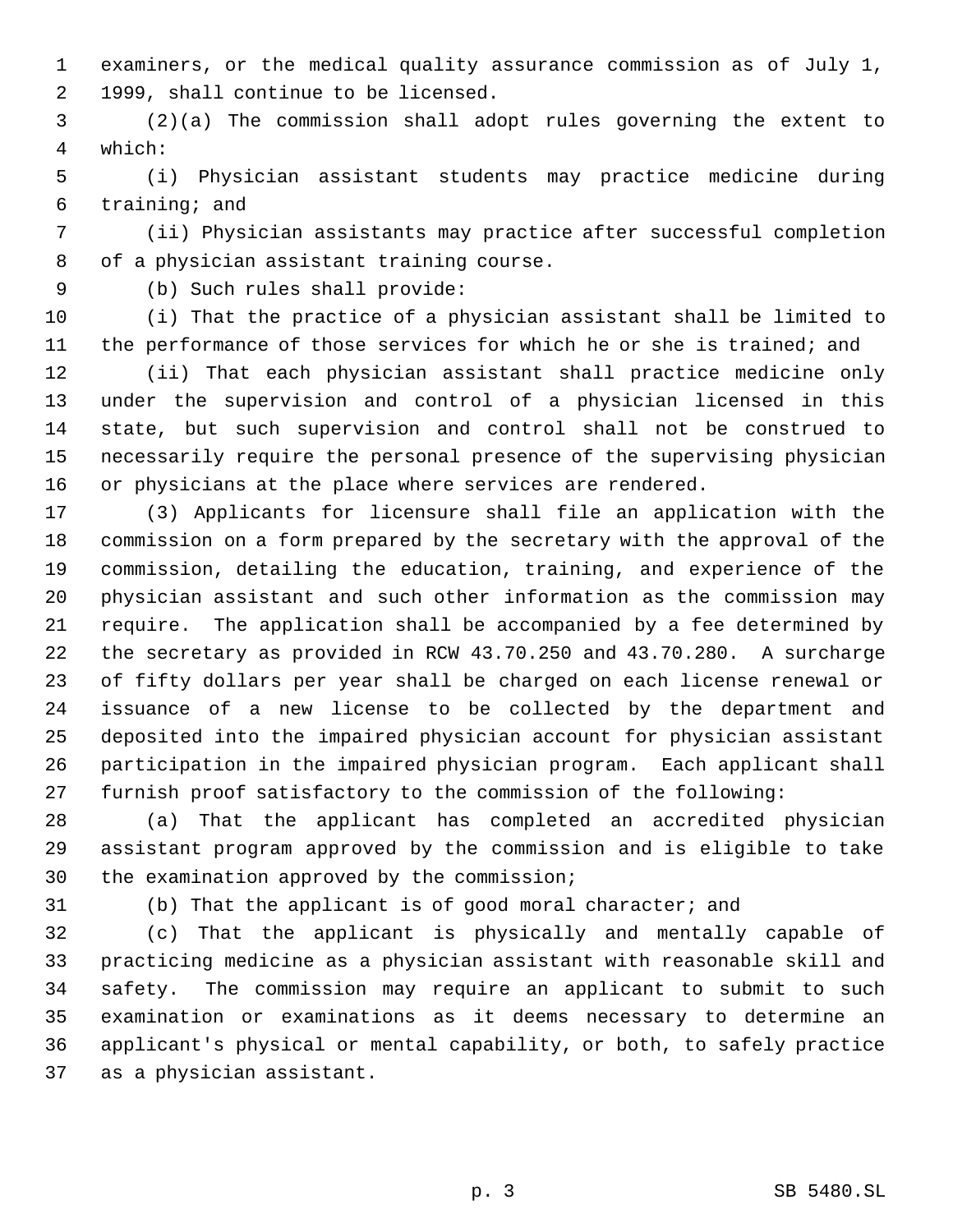examiners, or the medical quality assurance commission as of July 1, 1999, shall continue to be licensed.

(2)(a) The commission shall adopt rules governing the extent to which:

(i) Physician assistant students may practice medicine during training; and

(ii) Physician assistants may practice after successful completion of a physician assistant training course.

(b) Such rules shall provide:

(i) That the practice of a physician assistant shall be limited to the performance of those services for which he or she is trained; and

(ii) That each physician assistant shall practice medicine only under the supervision and control of a physician licensed in this state, but such supervision and control shall not be construed to necessarily require the personal presence of the supervising physician or physicians at the place where services are rendered.

(3) Applicants for licensure shall file an application with the commission on a form prepared by the secretary with the approval of the commission, detailing the education, training, and experience of the physician assistant and such other information as the commission may require. The application shall be accompanied by a fee determined by the secretary as provided in RCW 43.70.250 and 43.70.280. A surcharge of fifty dollars per year shall be charged on each license renewal or issuance of a new license to be collected by the department and deposited into the impaired physician account for physician assistant participation in the impaired physician program. Each applicant shall furnish proof satisfactory to the commission of the following:

(a) That the applicant has completed an accredited physician assistant program approved by the commission and is eligible to take the examination approved by the commission;

(b) That the applicant is of good moral character; and

(c) That the applicant is physically and mentally capable of practicing medicine as a physician assistant with reasonable skill and safety. The commission may require an applicant to submit to such examination or examinations as it deems necessary to determine an applicant's physical or mental capability, or both, to safely practice as a physician assistant.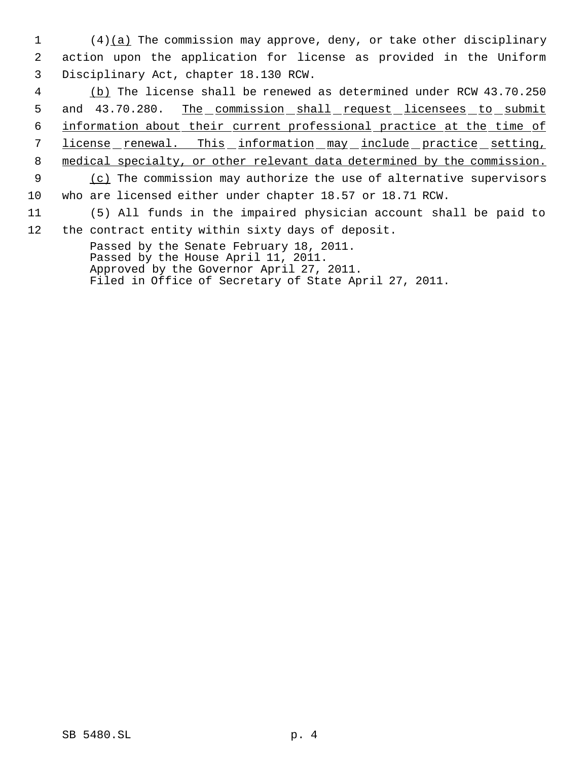(4)(a) The commission may approve, deny, or take other disciplinary action upon the application for license as provided in the Uniform Disciplinary Act, chapter 18.130 RCW.

(b) The license shall be renewed as determined under RCW 43.70.250 and 43.70.280. The commission shall request licensees to submit information about their current professional practice at the time of license renewal. This information may include practice setting, medical specialty, or other relevant data determined by the commission.

(c) The commission may authorize the use of alternative supervisors who are licensed either under chapter 18.57 or 18.71 RCW.

(5) All funds in the impaired physician account shall be paid to the contract entity within sixty days of deposit.

Passed by the Senate February 18, 2011.
Passed by the House April 11, 2011.
Approved by the Governor April 27, 2011.
Filed in Office of Secretary of State April 27, 2011.